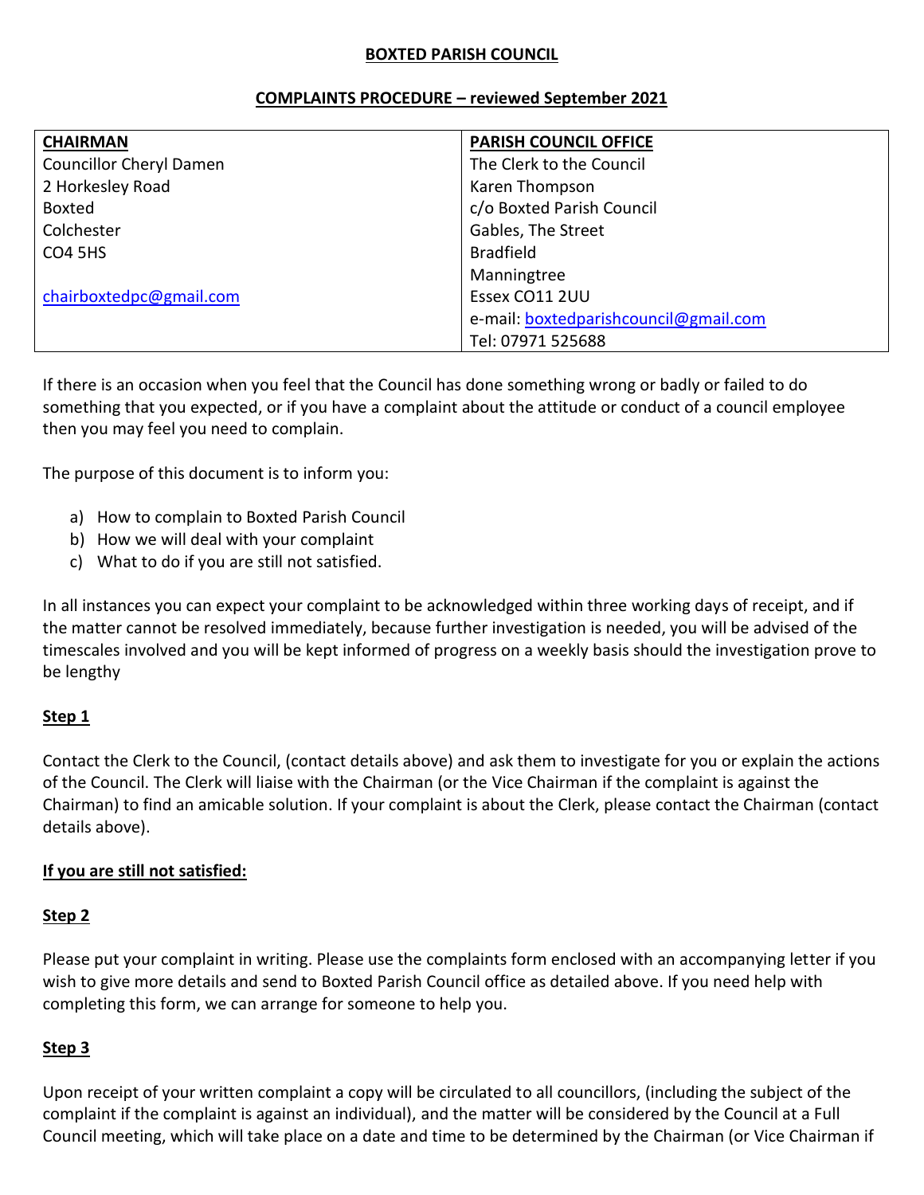**BOXTED PARISH COUNCIL**

**COMPLAINTS PROCEDURE – reviewed September 2021**

| **CHAIRMAN** | **PARISH COUNCIL OFFICE** |
|---|---|
| Councillor Cheryl Damen | The Clerk to the Council |
| 2 Horkesley Road | Karen Thompson |
| Boxted | c/o Boxted Parish Council |
| Colchester | Gables, The Street |
| CO4 5HS | Bradfield |
| | Manningtree |
| chairboxtedpc@gmail.com | Essex CO11 2UU |
| | e-mail: boxtedparishcouncil@gmail.com |
| | Tel: 07971 525688 |

If there is an occasion when you feel that the Council has done something wrong or badly or failed to do something that you expected, or if you have a complaint about the attitude or conduct of a council employee then you may feel you need to complain.

The purpose of this document is to inform you:

a) How to complain to Boxted Parish Council
b) How we will deal with your complaint
c) What to do if you are still not satisfied.

In all instances you can expect your complaint to be acknowledged within three working days of receipt, and if the matter cannot be resolved immediately, because further investigation is needed, you will be advised of the timescales involved and you will be kept informed of progress on a weekly basis should the investigation prove to be lengthy

**Step 1**

Contact the Clerk to the Council, (contact details above) and ask them to investigate for you or explain the actions of the Council. The Clerk will liaise with the Chairman (or the Vice Chairman if the complaint is against the Chairman) to find an amicable solution. If your complaint is about the Clerk, please contact the Chairman (contact details above).

**If you are still not satisfied:**

**Step 2**

Please put your complaint in writing. Please use the complaints form enclosed with an accompanying letter if you wish to give more details and send to Boxted Parish Council office as detailed above. If you need help with completing this form, we can arrange for someone to help you.

**Step 3**

Upon receipt of your written complaint a copy will be circulated to all councillors, (including the subject of the complaint if the complaint is against an individual), and the matter will be considered by the Council at a Full Council meeting, which will take place on a date and time to be determined by the Chairman (or Vice Chairman if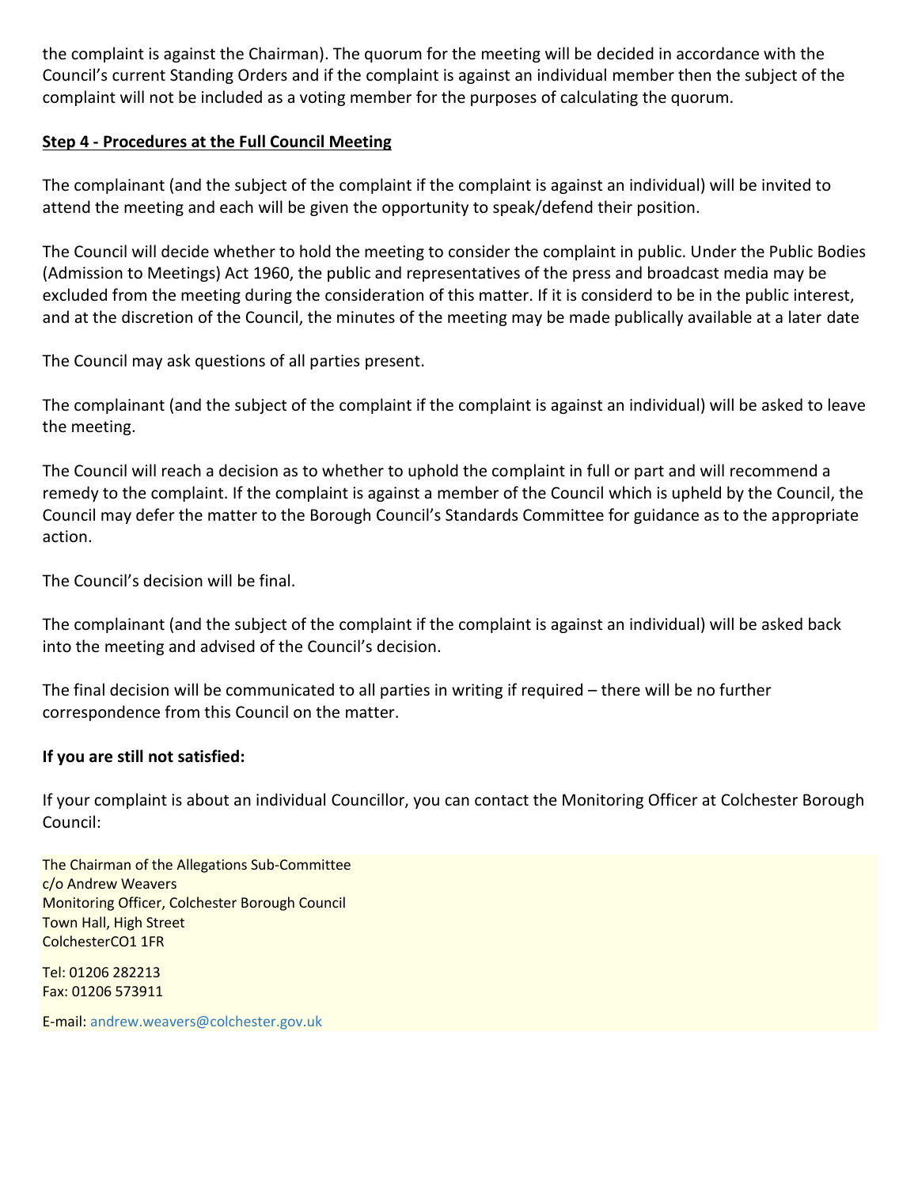the complaint is against the Chairman). The quorum for the meeting will be decided in accordance with the Council's current Standing Orders and if the complaint is against an individual member then the subject of the complaint will not be included as a voting member for the purposes of calculating the quorum.

**Step 4 - Procedures at the Full Council Meeting**

The complainant (and the subject of the complaint if the complaint is against an individual) will be invited to attend the meeting and each will be given the opportunity to speak/defend their position.

The Council will decide whether to hold the meeting to consider the complaint in public. Under the Public Bodies (Admission to Meetings) Act 1960, the public and representatives of the press and broadcast media may be excluded from the meeting during the consideration of this matter. If it is considerd to be in the public interest, and at the discretion of the Council, the minutes of the meeting may be made publically available at a later date

The Council may ask questions of all parties present.

The complainant (and the subject of the complaint if the complaint is against an individual) will be asked to leave the meeting.

The Council will reach a decision as to whether to uphold the complaint in full or part and will recommend a remedy to the complaint. If the complaint is against a member of the Council which is upheld by the Council, the Council may defer the matter to the Borough Council's Standards Committee for guidance as to the appropriate action.

The Council's decision will be final.

The complainant (and the subject of the complaint if the complaint is against an individual) will be asked back into the meeting and advised of the Council's decision.

The final decision will be communicated to all parties in writing if required – there will be no further correspondence from this Council on the matter.

**If you are still not satisfied:**

If your complaint is about an individual Councillor, you can contact the Monitoring Officer at Colchester Borough Council:

The Chairman of the Allegations Sub-Committee
c/o Andrew Weavers
Monitoring Officer, Colchester Borough Council
Town Hall, High Street
ColchesterCO1 1FR

Tel: 01206 282213
Fax: 01206 573911

E-mail: andrew.weavers@colchester.gov.uk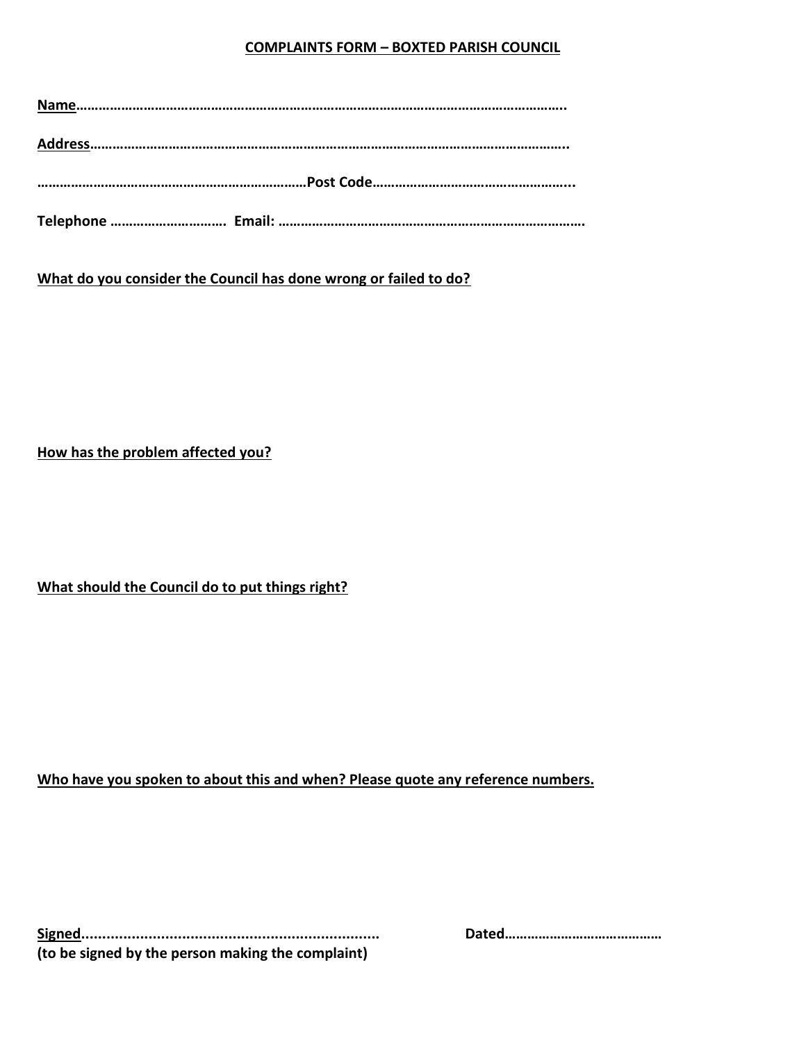**COMPLAINTS FORM – BOXTED PARISH COUNCIL**

**Name**……………………………………………………………………………………………………………………..

**Address**………………………………………………………………………………………………………………..

……………………………………………………………………Post Code……………………………………………...

**Telephone** ………………………….  **Email:** ……………………………………………………………………….

**What do you consider the Council has done wrong or failed to do?**

**How has the problem affected you?**

**What should the Council do to put things right?**

**Who have you spoken to about this and when? Please quote any reference numbers.**

**Signed**......................................................................  **Dated**……………………………………
**(to be signed by the person making the complaint)**